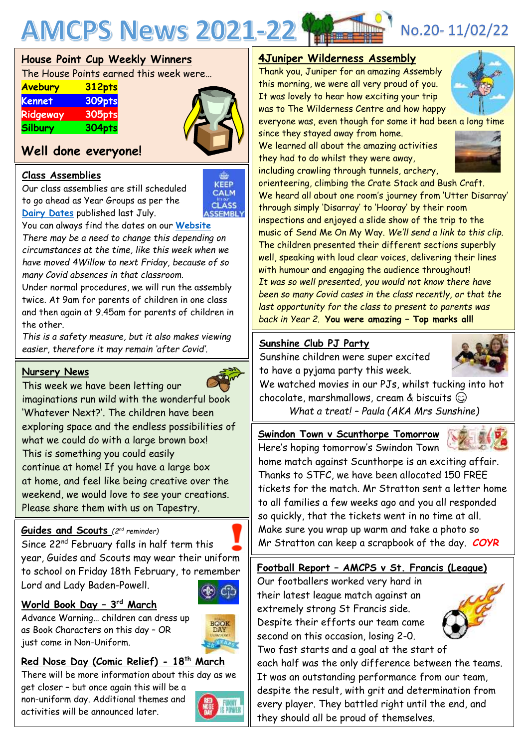# AMCPS News 2021-22

No.20- 11/02/22

## House Point Cup Weekly Winners

The House Points earned this week were…

| House | Points |
|---|---|
| Avebury | 312pts |
| Kennet | 309pts |
| Ridgeway | 305pts |
| Silbury | 304pts |

**Well done everyone!**

## Class Assemblies

Our class assemblies are still scheduled to go ahead as Year Groups as per the Dairy Dates published last July.

You can always find the dates on our Website

*There may be a need to change this depending on circumstances at the time, like this week when we have moved 4Willow to next Friday, because of so many Covid absences in that classroom.*

Under normal procedures, we will run the assembly twice. At 9am for parents of children in one class and then again at 9.45am for parents of children in the other.

*This is a safety measure, but it also makes viewing easier, therefore it may remain 'after Covid'.*

## Nursery News

This week we have been letting our imaginations run wild with the wonderful book 'Whatever Next?'. The children have been exploring space and the endless possibilities of what we could do with a large brown box!

This is something you could easily continue at home! If you have a large box at home, and feel like being creative over the weekend, we would love to see your creations. Please share them with us on Tapestry.

## Guides and Scouts *(2nd reminder)*

Since 22nd February falls in half term this year, Guides and Scouts may wear their uniform to school on Friday 18th February, to remember Lord and Lady Baden-Powell.

## World Book Day – 3rd March

Advance Warning… children can dress up as Book Characters on this day – OR just come in Non-Uniform.

## Red Nose Day (Comic Relief) - 18th March

There will be more information about this day as we get closer – but once again this will be a non-uniform day. Additional themes and activities will be announced later.

## 4Juniper Wilderness Assembly

Thank you, Juniper for an amazing Assembly this morning, we were all very proud of you. It was lovely to hear how exciting your trip was to The Wilderness Centre and how happy everyone was, even though for some it had been a long time since they stayed away from home.

We learned all about the amazing activities they had to do whilst they were away, including crawling through tunnels, archery, orienteering, climbing the Crate Stack and Bush Craft.

We heard all about one room's journey from 'Utter Disarray' through simply 'Disarray' to 'Hooray' by their room inspections and enjoyed a slide show of the trip to the music of Send Me On My Way. *We'll send a link to this clip.*

The children presented their different sections superbly well, speaking with loud clear voices, delivering their lines with humour and engaging the audience throughout!

*It was so well presented, you would not know there have been so many Covid cases in the class recently, or that the last opportunity for the class to present to parents was back in Year 2.* **You were amazing – Top marks all!**

## Sunshine Club PJ Party

Sunshine children were super excited to have a pyjama party this week.

We watched movies in our PJs, whilst tucking into hot chocolate, marshmallows, cream & biscuits ☺

*What a treat! – Paula (AKA Mrs Sunshine)*

## Swindon Town v Scunthorpe Tomorrow

Here's hoping tomorrow's Swindon Town home match against Scunthorpe is an exciting affair. Thanks to STFC, we have been allocated 150 FREE tickets for the match. Mr Stratton sent a letter home to all families a few weeks ago and you all responded so quickly, that the tickets went in no time at all. Make sure you wrap up warm and take a photo so Mr Stratton can keep a scrapbook of the day. ***COYR***

## Football Report – AMCPS v St. Francis (League)

Our footballers worked very hard in their latest league match against an extremely strong St Francis side. Despite their efforts our team came second on this occasion, losing 2-0. Two fast starts and a goal at the start of each half was the only difference between the teams. It was an outstanding performance from our team, despite the result, with grit and determination from every player. They battled right until the end, and they should all be proud of themselves.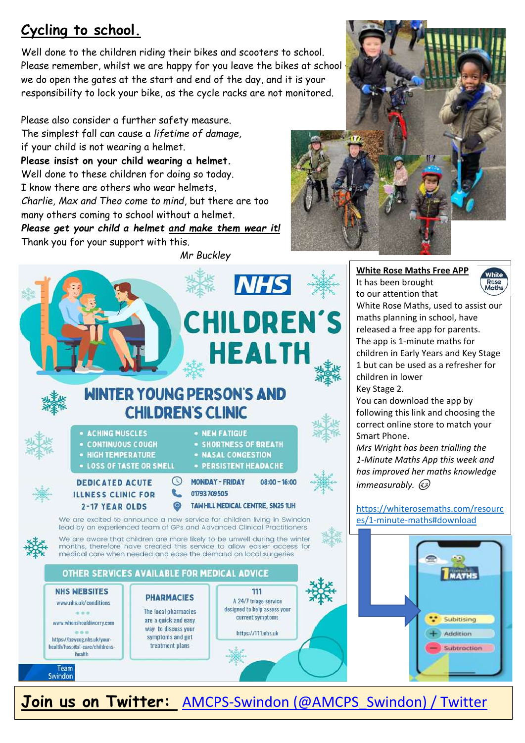## Cycling to school.

Well done to the children riding their bikes and scooters to school. Please remember, whilst we are happy for you leave the bikes at school we do open the gates at the start and end of the day, and it is your responsibility to lock your bike, as the cycle racks are not monitored.

Please also consider a further safety measure. The simplest fall can cause a *lifetime of damage*, if your child is not wearing a helmet.
**Please insist on your child wearing a helmet.**
Well done to these children for doing so today.
I know there are others who wear helmets, *Charlie, Max and Theo come to mind*, but there are too many others coming to school without a helmet.
***Please get your child a helmet and make them wear it!***
Thank you for your support with this.

*Mr Buckley*

# NHS CHILDREN'S HEALTH

## WINTER YOUNG PERSON'S AND CHILDREN'S CLINIC

- ACHING MUSCLES
- CONTINUOUS COUGH
- HIGH TEMPERATURE
- LOSS OF TASTE OR SMELL
- NEW FATIGUE
- SHORTNESS OF BREATH
- NASAL CONGESTION
- PERSISTENT HEADACHE

DEDICATED ACUTE ILLNESS CLINIC FOR 2-17 YEAR OLDS

MONDAY - FRIDAY 08:00 - 16:00
01793 709505
TAWHILL MEDICAL CENTRE, SN25 1UH

We are excited to announce a new service for children living in Swindon lead by an experienced team of GPs and Advanced Clinical Practitioners

We are aware that children are more likely to be unwell during the winter months, therefore have created this service to allow easier access for medical care when needed and ease the demand on local surgeries

### OTHER SERVICES AVAILABLE FOR MEDICAL ADVICE

**NHS WEBSITES**
www.nhs.uk/conditions
www.whenshouldiworry.com
https://bswccg.nhs.uk/your-health/hospital-care/childrens-health

**PHARMACIES**
The local pharmacies are a quick and easy way to discuss your symptoms and get treatment plans

**111**
A 24/7 triage service designed to help assess your current symptoms
https://111.nhs.uk

Team Swindon

## White Rose Maths Free APP

It has been brought to our attention that White Rose Maths, used to assist our maths planning in school, have released a free app for parents.
The app is 1-minute maths for children in Early Years and Key Stage 1 but can be used as a refresher for children in lower Key Stage 2.
You can download the app by following this link and choosing the correct online store to match your Smart Phone.
*Mrs Wright has been trialling the 1-Minute Maths App this week and has improved her maths knowledge immeasurably.* 😉

https://whiterosemaths.com/resources/1-minute-maths#download

1 Minute MATHS
Subitising
Addition
Subtraction

**Join us on Twitter:** AMCPS-Swindon (@AMCPS_Swindon) / Twitter